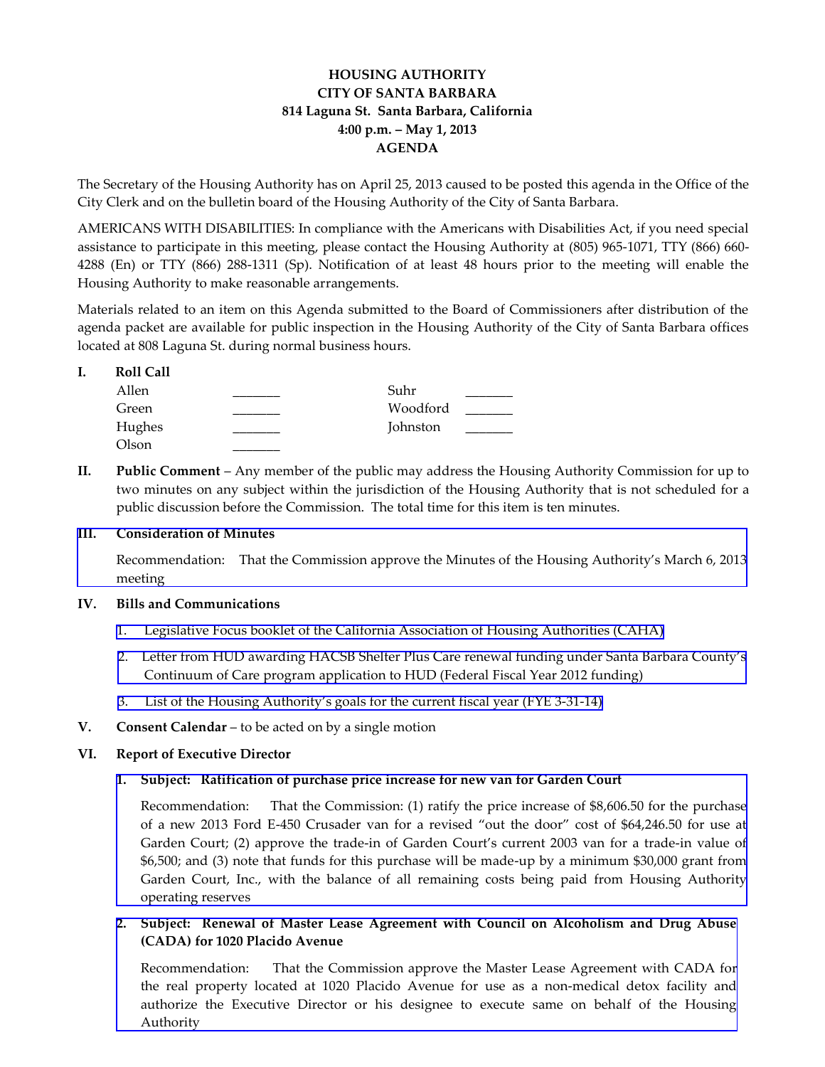# HOUSING AUTHORITY
## CITY OF SANTA BARBARA
### 814 Laguna St. Santa Barbara, California
### 4:00 p.m. – May 1, 2013
### AGENDA

The Secretary of the Housing Authority has on April 25, 2013 caused to be posted this agenda in the Office of the City Clerk and on the bulletin board of the Housing Authority of the City of Santa Barbara.

AMERICANS WITH DISABILITIES: In compliance with the Americans with Disabilities Act, if you need special assistance to participate in this meeting, please contact the Housing Authority at (805) 965-1071, TTY (866) 660-4288 (En) or TTY (866) 288-1311 (Sp). Notification of at least 48 hours prior to the meeting will enable the Housing Authority to make reasonable arrangements.

Materials related to an item on this Agenda submitted to the Board of Commissioners after distribution of the agenda packet are available for public inspection in the Housing Authority of the City of Santa Barbara offices located at 808 Laguna St. during normal business hours.

**I. Roll Call**

| | | | |
|---|---|---|---|
| Allen | _______ | Suhr | _______ |
| Green | _______ | Woodford | _______ |
| Hughes | _______ | Johnston | _______ |
| Olson | _______ | | |

**II. Public Comment** – Any member of the public may address the Housing Authority Commission for up to two minutes on any subject within the jurisdiction of the Housing Authority that is not scheduled for a public discussion before the Commission. The total time for this item is ten minutes.

**III. Consideration of Minutes**

Recommendation: That the Commission approve the Minutes of the Housing Authority's March 6, 2013 meeting

**IV. Bills and Communications**

1. Legislative Focus booklet of the California Association of Housing Authorities (CAHA)
2. Letter from HUD awarding HACSB Shelter Plus Care renewal funding under Santa Barbara County's Continuum of Care program application to HUD (Federal Fiscal Year 2012 funding)
3. List of the Housing Authority's goals for the current fiscal year (FYE 3-31-14)

**V. Consent Calendar** – to be acted on by a single motion

**VI. Report of Executive Director**

**1. Subject: Ratification of purchase price increase for new van for Garden Court**

Recommendation: That the Commission: (1) ratify the price increase of $8,606.50 for the purchase of a new 2013 Ford E-450 Crusader van for a revised "out the door" cost of $64,246.50 for use at Garden Court; (2) approve the trade-in of Garden Court's current 2003 van for a trade-in value of $6,500; and (3) note that funds for this purchase will be made-up by a minimum $30,000 grant from Garden Court, Inc., with the balance of all remaining costs being paid from Housing Authority operating reserves

**2. Subject: Renewal of Master Lease Agreement with Council on Alcoholism and Drug Abuse (CADA) for 1020 Placido Avenue**

Recommendation: That the Commission approve the Master Lease Agreement with CADA for the real property located at 1020 Placido Avenue for use as a non-medical detox facility and authorize the Executive Director or his designee to execute same on behalf of the Housing Authority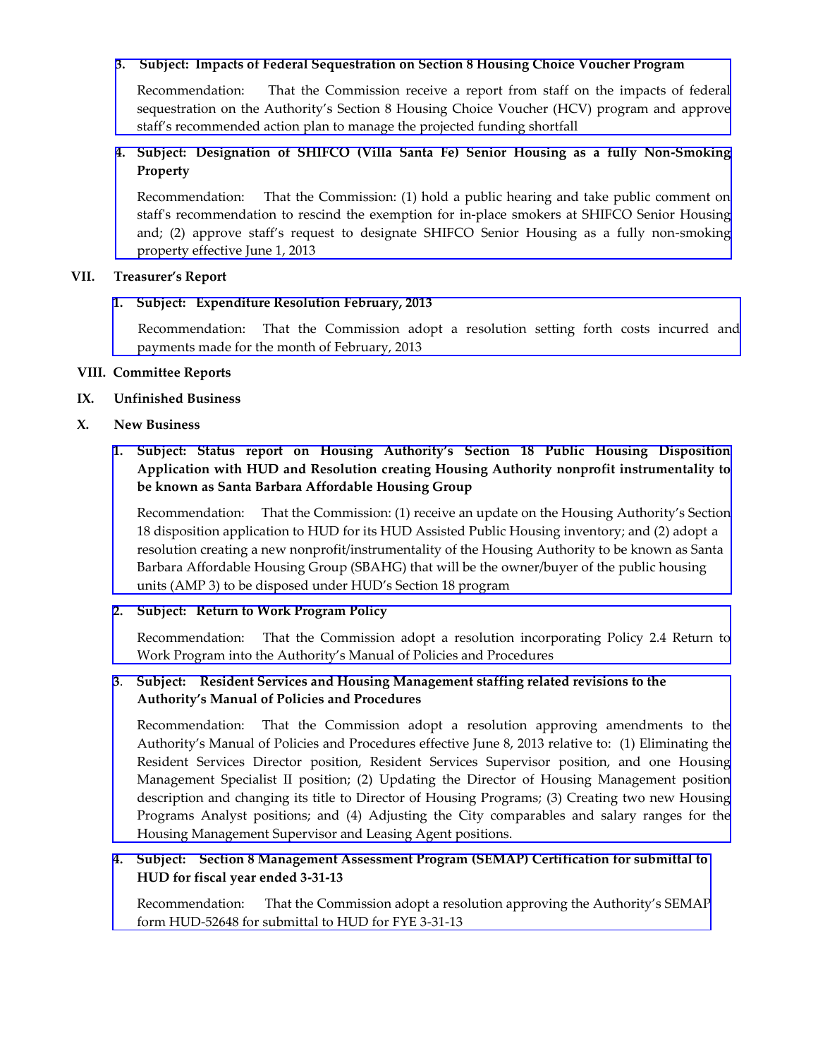3. **Subject: Impacts of Federal Sequestration on Section 8 Housing Choice Voucher Program**

   Recommendation: That the Commission receive a report from staff on the impacts of federal sequestration on the Authority's Section 8 Housing Choice Voucher (HCV) program and approve staff's recommended action plan to manage the projected funding shortfall

4. **Subject: Designation of SHIFCO (Villa Santa Fe) Senior Housing as a fully Non-Smoking Property**

   Recommendation: That the Commission: (1) hold a public hearing and take public comment on staff's recommendation to rescind the exemption for in-place smokers at SHIFCO Senior Housing and; (2) approve staff's request to designate SHIFCO Senior Housing as a fully non-smoking property effective June 1, 2013

## VII. Treasurer's Report

1. **Subject: Expenditure Resolution February, 2013**

   Recommendation: That the Commission adopt a resolution setting forth costs incurred and payments made for the month of February, 2013

## VIII. Committee Reports

## IX. Unfinished Business

## X. New Business

1. **Subject: Status report on Housing Authority's Section 18 Public Housing Disposition Application with HUD and Resolution creating Housing Authority nonprofit instrumentality to be known as Santa Barbara Affordable Housing Group**

   Recommendation: That the Commission: (1) receive an update on the Housing Authority's Section 18 disposition application to HUD for its HUD Assisted Public Housing inventory; and (2) adopt a resolution creating a new nonprofit/instrumentality of the Housing Authority to be known as Santa Barbara Affordable Housing Group (SBAHG) that will be the owner/buyer of the public housing units (AMP 3) to be disposed under HUD's Section 18 program

2. **Subject: Return to Work Program Policy**

   Recommendation: That the Commission adopt a resolution incorporating Policy 2.4 Return to Work Program into the Authority's Manual of Policies and Procedures

3. **Subject: Resident Services and Housing Management staffing related revisions to the Authority's Manual of Policies and Procedures**

   Recommendation: That the Commission adopt a resolution approving amendments to the Authority's Manual of Policies and Procedures effective June 8, 2013 relative to: (1) Eliminating the Resident Services Director position, Resident Services Supervisor position, and one Housing Management Specialist II position; (2) Updating the Director of Housing Management position description and changing its title to Director of Housing Programs; (3) Creating two new Housing Programs Analyst positions; and (4) Adjusting the City comparables and salary ranges for the Housing Management Supervisor and Leasing Agent positions.

4. **Subject: Section 8 Management Assessment Program (SEMAP) Certification for submittal to HUD for fiscal year ended 3-31-13**

   Recommendation: That the Commission adopt a resolution approving the Authority's SEMAP form HUD-52648 for submittal to HUD for FYE 3-31-13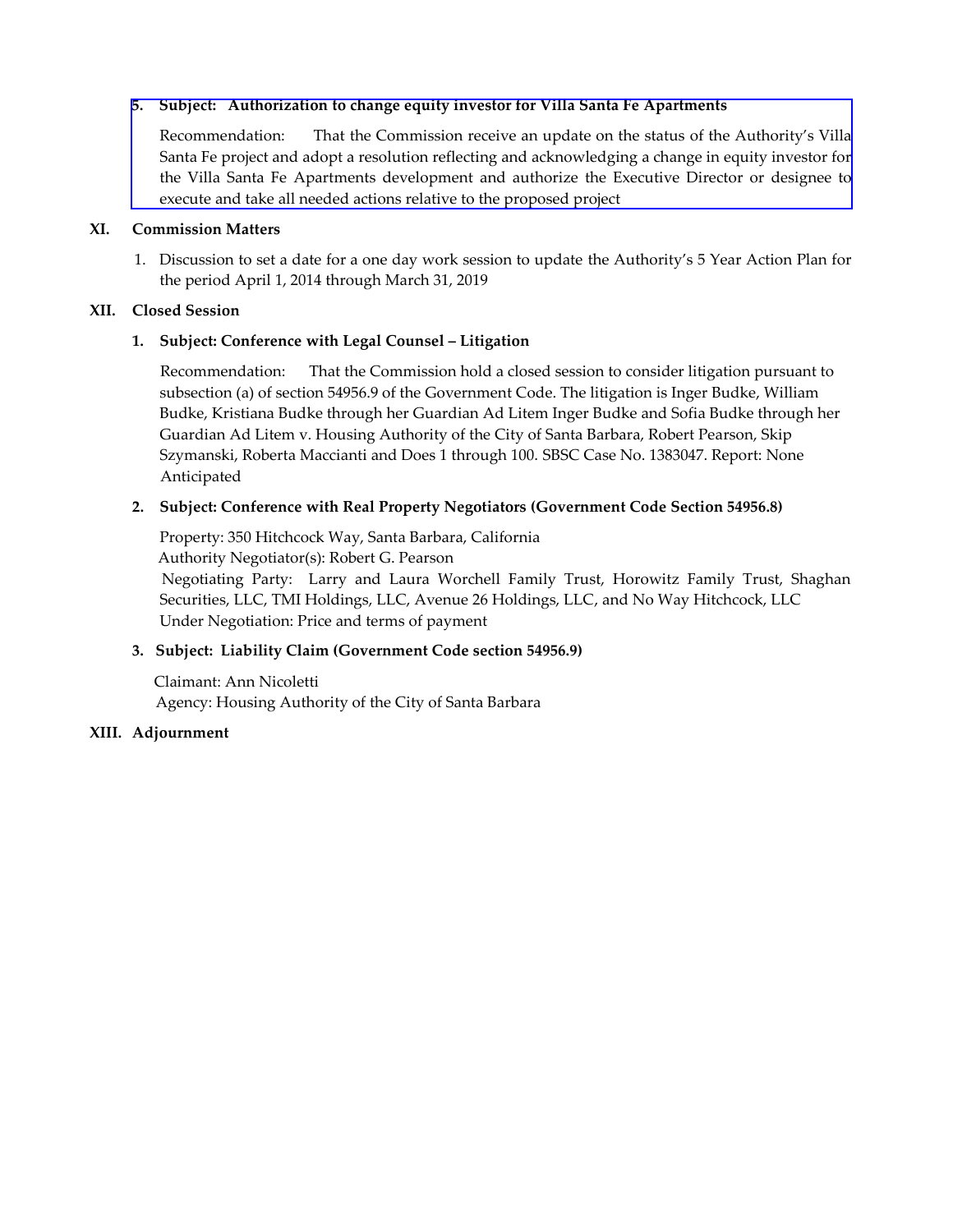5. **Subject: Authorization to change equity investor for Villa Santa Fe Apartments**

   Recommendation: That the Commission receive an update on the status of the Authority's Villa Santa Fe project and adopt a resolution reflecting and acknowledging a change in equity investor for the Villa Santa Fe Apartments development and authorize the Executive Director or designee to execute and take all needed actions relative to the proposed project

## XI. Commission Matters

1. Discussion to set a date for a one day work session to update the Authority's 5 Year Action Plan for the period April 1, 2014 through March 31, 2019

## XII. Closed Session

1. **Subject: Conference with Legal Counsel – Litigation**

   Recommendation: That the Commission hold a closed session to consider litigation pursuant to subsection (a) of section 54956.9 of the Government Code. The litigation is Inger Budke, William Budke, Kristiana Budke through her Guardian Ad Litem Inger Budke and Sofia Budke through her Guardian Ad Litem v. Housing Authority of the City of Santa Barbara, Robert Pearson, Skip Szymanski, Roberta Maccianti and Does 1 through 100. SBSC Case No. 1383047. Report: None Anticipated

2. **Subject: Conference with Real Property Negotiators (Government Code Section 54956.8)**

   Property: 350 Hitchcock Way, Santa Barbara, California
   Authority Negotiator(s): Robert G. Pearson
   Negotiating Party: Larry and Laura Worchell Family Trust, Horowitz Family Trust, Shaghan Securities, LLC, TMI Holdings, LLC, Avenue 26 Holdings, LLC, and No Way Hitchcock, LLC
   Under Negotiation: Price and terms of payment

3. **Subject: Liability Claim (Government Code section 54956.9)**

   Claimant: Ann Nicoletti
   Agency: Housing Authority of the City of Santa Barbara

## XIII. Adjournment